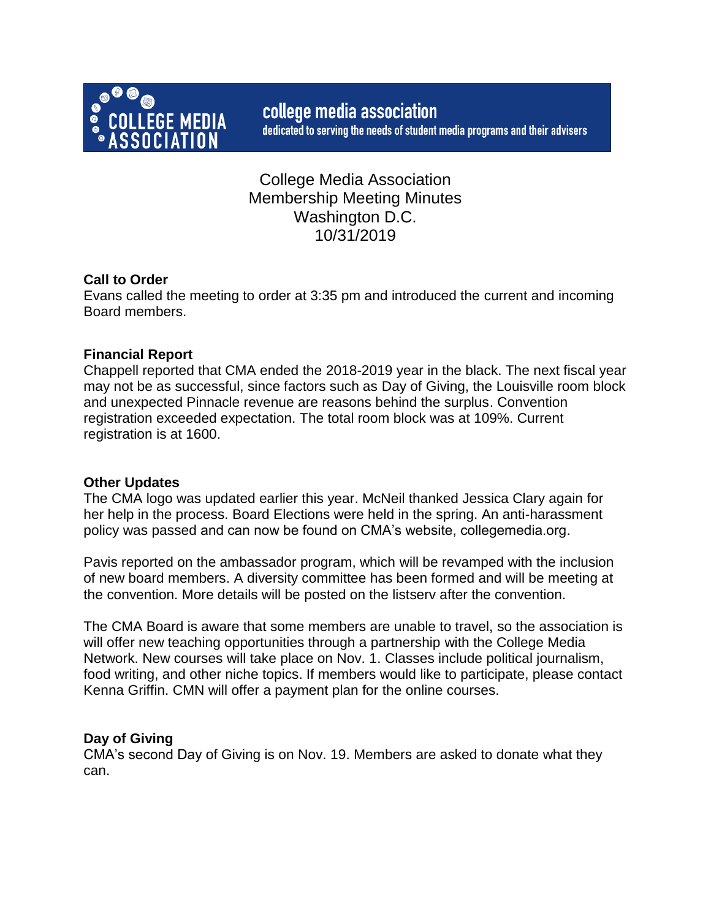**college media association**
dedicated to serving the needs of student media programs and their advisers

# College Media Association
## Membership Meeting Minutes
## Washington D.C.
## 10/31/2019

**Call to Order**
Evans called the meeting to order at 3:35 pm and introduced the current and incoming Board members.

**Financial Report**
Chappell reported that CMA ended the 2018-2019 year in the black. The next fiscal year may not be as successful, since factors such as Day of Giving, the Louisville room block and unexpected Pinnacle revenue are reasons behind the surplus. Convention registration exceeded expectation. The total room block was at 109%. Current registration is at 1600.

**Other Updates**
The CMA logo was updated earlier this year. McNeil thanked Jessica Clary again for her help in the process. Board Elections were held in the spring. An anti-harassment policy was passed and can now be found on CMA's website, collegemedia.org.

Pavis reported on the ambassador program, which will be revamped with the inclusion of new board members. A diversity committee has been formed and will be meeting at the convention. More details will be posted on the listserv after the convention.

The CMA Board is aware that some members are unable to travel, so the association is will offer new teaching opportunities through a partnership with the College Media Network. New courses will take place on Nov. 1. Classes include political journalism, food writing, and other niche topics. If members would like to participate, please contact Kenna Griffin. CMN will offer a payment plan for the online courses.

**Day of Giving**
CMA's second Day of Giving is on Nov. 19. Members are asked to donate what they can.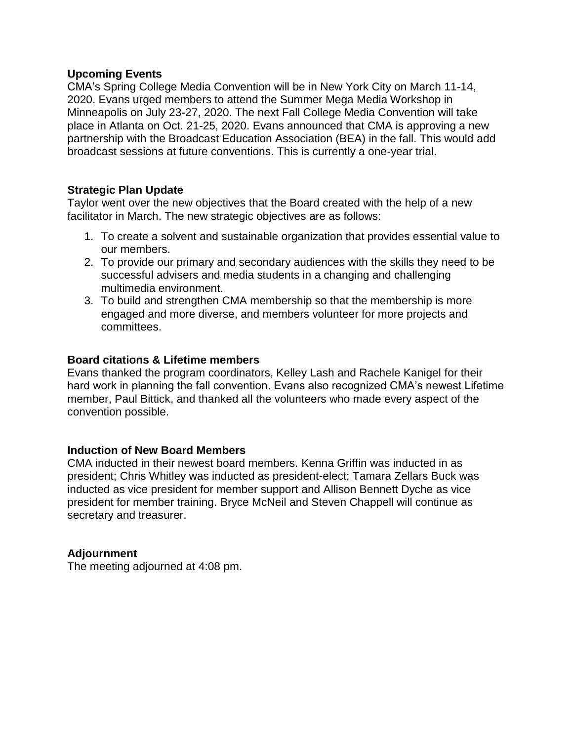**Upcoming Events**

CMA's Spring College Media Convention will be in New York City on March 11-14, 2020. Evans urged members to attend the Summer Mega Media Workshop in Minneapolis on July 23-27, 2020. The next Fall College Media Convention will take place in Atlanta on Oct. 21-25, 2020. Evans announced that CMA is approving a new partnership with the Broadcast Education Association (BEA) in the fall. This would add broadcast sessions at future conventions. This is currently a one-year trial.

**Strategic Plan Update**

Taylor went over the new objectives that the Board created with the help of a new facilitator in March. The new strategic objectives are as follows:

1. To create a solvent and sustainable organization that provides essential value to our members.
2. To provide our primary and secondary audiences with the skills they need to be successful advisers and media students in a changing and challenging multimedia environment.
3. To build and strengthen CMA membership so that the membership is more engaged and more diverse, and members volunteer for more projects and committees.

**Board citations & Lifetime members**

Evans thanked the program coordinators, Kelley Lash and Rachele Kanigel for their hard work in planning the fall convention. Evans also recognized CMA's newest Lifetime member, Paul Bittick, and thanked all the volunteers who made every aspect of the convention possible.

**Induction of New Board Members**

CMA inducted in their newest board members. Kenna Griffin was inducted in as president; Chris Whitley was inducted as president-elect; Tamara Zellars Buck was inducted as vice president for member support and Allison Bennett Dyche as vice president for member training. Bryce McNeil and Steven Chappell will continue as secretary and treasurer.

**Adjournment**

The meeting adjourned at 4:08 pm.